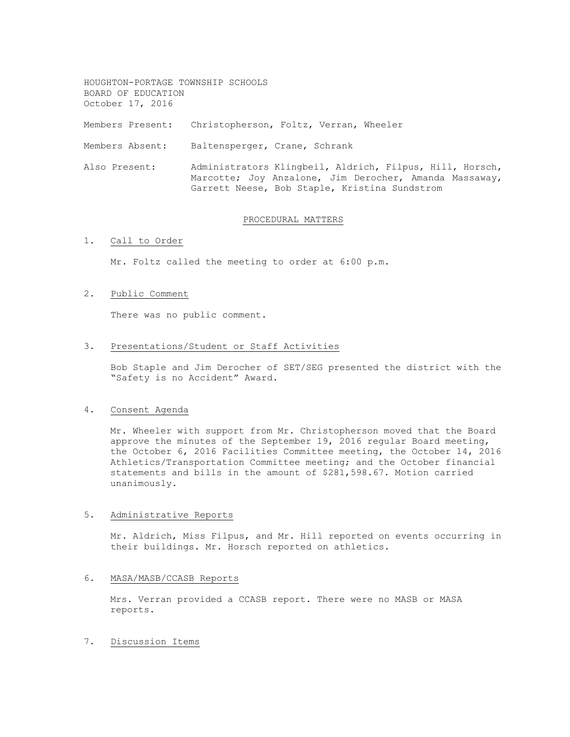HOUGHTON-PORTAGE TOWNSHIP SCHOOLS
BOARD OF EDUCATION
October 17, 2016

Members Present: Christopherson, Foltz, Verran, Wheeler

Members Absent: Baltensperger, Crane, Schrank

Also Present: Administrators Klingbeil, Aldrich, Filpus, Hill, Horsch, Marcotte; Joy Anzalone, Jim Derocher, Amanda Massaway, Garrett Neese, Bob Staple, Kristina Sundstrom

## PROCEDURAL MATTERS

1. Call to Order

   Mr. Foltz called the meeting to order at 6:00 p.m.

2. Public Comment

   There was no public comment.

3. Presentations/Student or Staff Activities

   Bob Staple and Jim Derocher of SET/SEG presented the district with the "Safety is no Accident" Award.

4. Consent Agenda

   Mr. Wheeler with support from Mr. Christopherson moved that the Board approve the minutes of the September 19, 2016 regular Board meeting, the October 6, 2016 Facilities Committee meeting, the October 14, 2016 Athletics/Transportation Committee meeting; and the October financial statements and bills in the amount of $281,598.67. Motion carried unanimously.

5. Administrative Reports

   Mr. Aldrich, Miss Filpus, and Mr. Hill reported on events occurring in their buildings. Mr. Horsch reported on athletics.

6. MASA/MASB/CCASB Reports

   Mrs. Verran provided a CCASB report. There were no MASB or MASA reports.

7. Discussion Items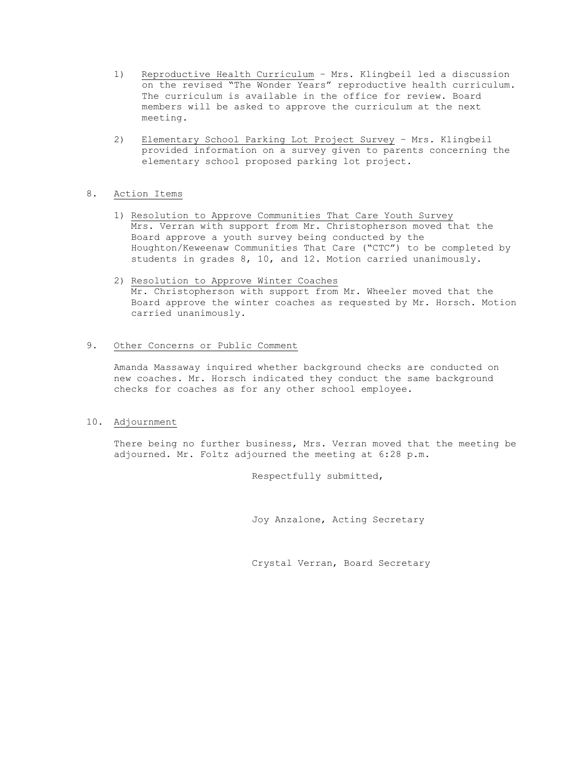1) Reproductive Health Curriculum – Mrs. Klingbeil led a discussion on the revised "The Wonder Years" reproductive health curriculum. The curriculum is available in the office for review. Board members will be asked to approve the curriculum at the next meeting.

2) Elementary School Parking Lot Project Survey – Mrs. Klingbeil provided information on a survey given to parents concerning the elementary school proposed parking lot project.

8. Action Items

1) Resolution to Approve Communities That Care Youth Survey
Mrs. Verran with support from Mr. Christopherson moved that the Board approve a youth survey being conducted by the Houghton/Keweenaw Communities That Care ("CTC") to be completed by students in grades 8, 10, and 12. Motion carried unanimously.

2) Resolution to Approve Winter Coaches
Mr. Christopherson with support from Mr. Wheeler moved that the Board approve the winter coaches as requested by Mr. Horsch. Motion carried unanimously.

9. Other Concerns or Public Comment

Amanda Massaway inquired whether background checks are conducted on new coaches. Mr. Horsch indicated they conduct the same background checks for coaches as for any other school employee.

10. Adjournment

There being no further business, Mrs. Verran moved that the meeting be adjourned. Mr. Foltz adjourned the meeting at 6:28 p.m.

Respectfully submitted,

Joy Anzalone, Acting Secretary

Crystal Verran, Board Secretary